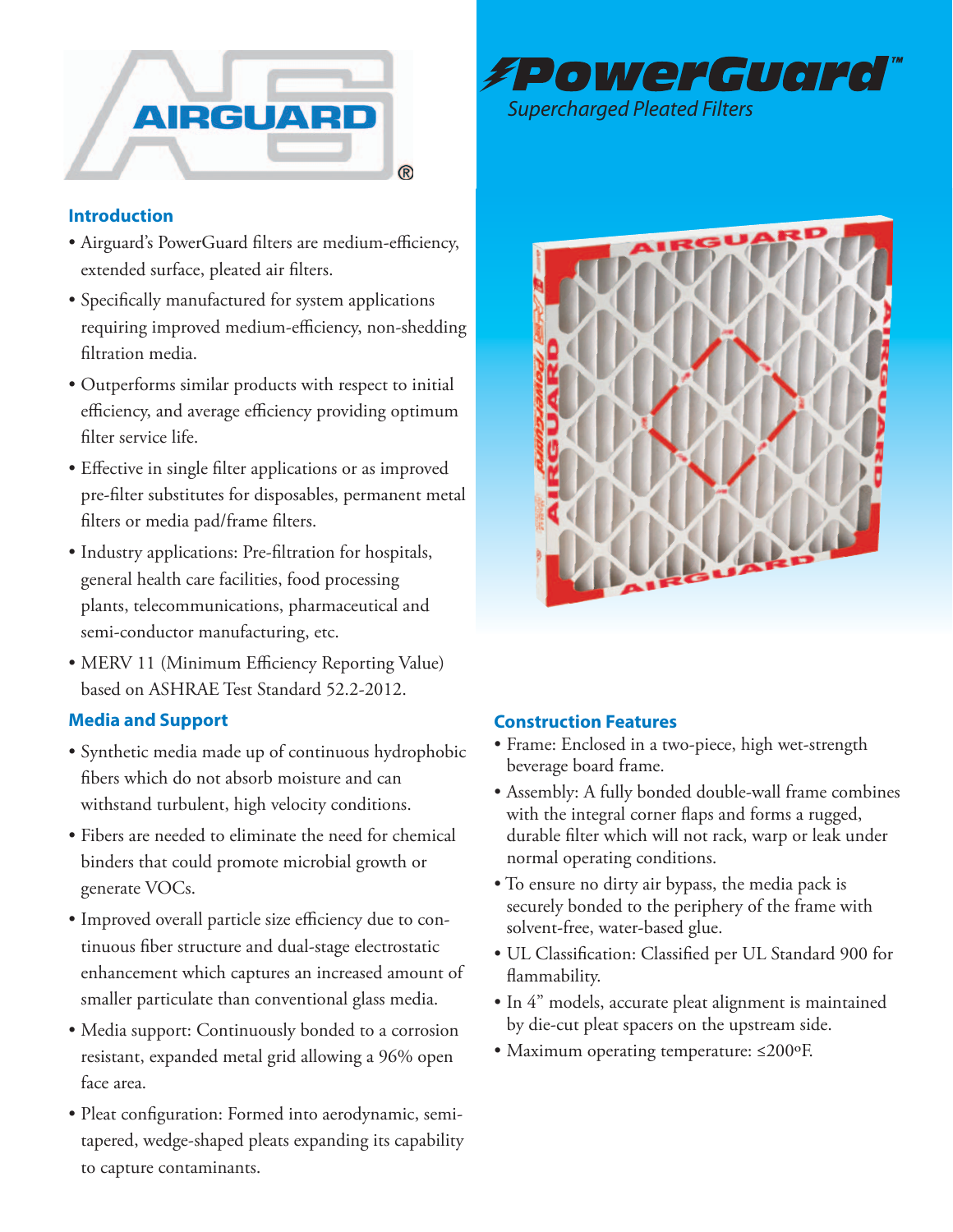AIRGUARD®

# PowerGuard™

*Supercharged Pleated Filters*

## Introduction

- Airguard's PowerGuard filters are medium-efficiency, extended surface, pleated air filters.
- Specifically manufactured for system applications requiring improved medium-efficiency, non-shedding filtration media.
- Outperforms similar products with respect to initial efficiency, and average efficiency providing optimum filter service life.
- Effective in single filter applications or as improved pre-filter substitutes for disposables, permanent metal filters or media pad/frame filters.
- Industry applications: Pre-filtration for hospitals, general health care facilities, food processing plants, telecommunications, pharmaceutical and semi-conductor manufacturing, etc.
- MERV 11 (Minimum Efficiency Reporting Value) based on ASHRAE Test Standard 52.2-2012.

## Media and Support

- Synthetic media made up of continuous hydrophobic fibers which do not absorb moisture and can withstand turbulent, high velocity conditions.
- Fibers are needed to eliminate the need for chemical binders that could promote microbial growth or generate VOCs.
- Improved overall particle size efficiency due to continuous fiber structure and dual-stage electrostatic enhancement which captures an increased amount of smaller particulate than conventional glass media.
- Media support: Continuously bonded to a corrosion resistant, expanded metal grid allowing a 96% open face area.
- Pleat configuration: Formed into aerodynamic, semi-tapered, wedge-shaped pleats expanding its capability to capture contaminants.

## Construction Features

- Frame: Enclosed in a two-piece, high wet-strength beverage board frame.
- Assembly: A fully bonded double-wall frame combines with the integral corner flaps and forms a rugged, durable filter which will not rack, warp or leak under normal operating conditions.
- To ensure no dirty air bypass, the media pack is securely bonded to the periphery of the frame with solvent-free, water-based glue.
- UL Classification: Classified per UL Standard 900 for flammability.
- In 4" models, accurate pleat alignment is maintained by die-cut pleat spacers on the upstream side.
- Maximum operating temperature: ≤200ºF.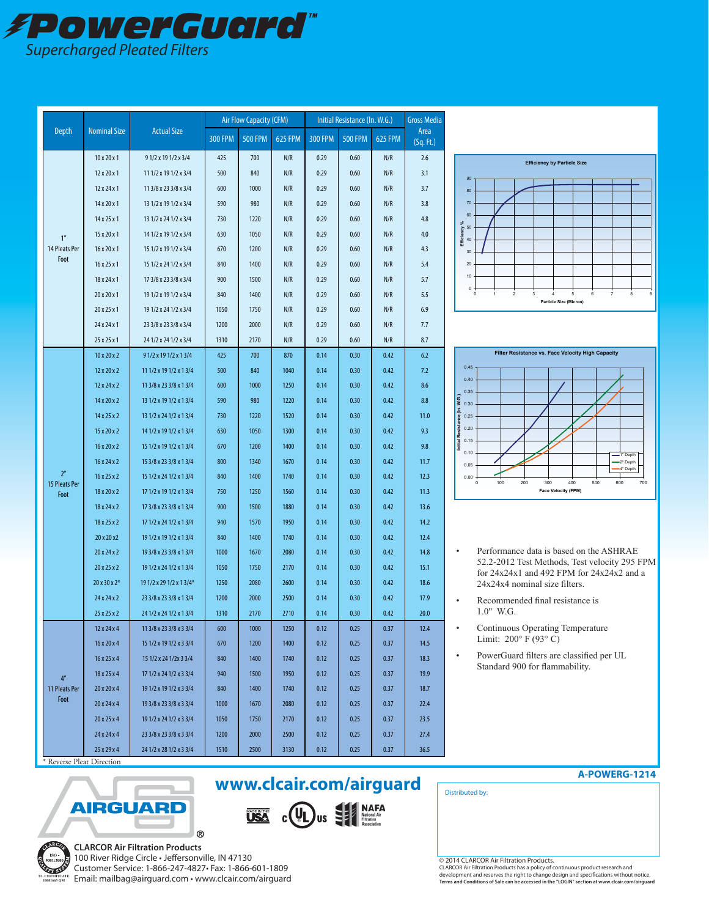# PowerGuard™

*Supercharged Pleated Filters*

| Depth | Nominal Size | Actual Size | Air Flow Capacity (CFM) | | | Initial Resistance (In. W.G.) | | | Gross Media Area (Sq. Ft.) |
|---|---|---|---|---|---|---|---|---|---|
| | | | 300 FPM | 500 FPM | 625 FPM | 300 FPM | 500 FPM | 625 FPM | |
| 1" 14 Pleats Per Foot | 10 x 20 x 1 | 9 1/2 x 19 1/2 x 3/4 | 425 | 700 | N/R | 0.29 | 0.60 | N/R | 2.6 |
| | 12 x 20 x 1 | 11 1/2 x 19 1/2 x 3/4 | 500 | 840 | N/R | 0.29 | 0.60 | N/R | 3.1 |
| | 12 x 24 x 1 | 11 3/8 x 23 3/8 x 3/4 | 600 | 1000 | N/R | 0.29 | 0.60 | N/R | 3.7 |
| | 14 x 20 x 1 | 13 1/2 x 19 1/2 x 3/4 | 590 | 980 | N/R | 0.29 | 0.60 | N/R | 3.8 |
| | 14 x 25 x 1 | 13 1/2 x 24 1/2 x 3/4 | 730 | 1220 | N/R | 0.29 | 0.60 | N/R | 4.8 |
| | 15 x 20 x 1 | 14 1/2 x 19 1/2 x 3/4 | 630 | 1050 | N/R | 0.29 | 0.60 | N/R | 4.0 |
| | 16 x 20 x 1 | 15 1/2 x 19 1/2 x 3/4 | 670 | 1200 | N/R | 0.29 | 0.60 | N/R | 4.3 |
| | 16 x 25 x 1 | 15 1/2 x 24 1/2 x 3/4 | 840 | 1400 | N/R | 0.29 | 0.60 | N/R | 5.4 |
| | 18 x 24 x 1 | 17 3/8 x 23 3/8 x 3/4 | 900 | 1500 | N/R | 0.29 | 0.60 | N/R | 5.7 |
| | 20 x 20 x 1 | 19 1/2 x 19 1/2 x 3/4 | 840 | 1400 | N/R | 0.29 | 0.60 | N/R | 5.5 |
| | 20 x 25 x 1 | 19 1/2 x 24 1/2 x 3/4 | 1050 | 1750 | N/R | 0.29 | 0.60 | N/R | 6.9 |
| | 24 x 24 x 1 | 23 3/8 x 23 3/8 x 3/4 | 1200 | 2000 | N/R | 0.29 | 0.60 | N/R | 7.7 |
| | 25 x 25 x 1 | 24 1/2 x 24 1/2 x 3/4 | 1310 | 2170 | N/R | 0.29 | 0.60 | N/R | 8.7 |
| 2" 15 Pleats Per Foot | 10 x 20 x 2 | 9 1/2 x 19 1/2 x 1 3/4 | 425 | 700 | 870 | 0.14 | 0.30 | 0.42 | 6.2 |
| | 12 x 20 x 2 | 11 1/2 x 19 1/2 x 1 3/4 | 500 | 840 | 1040 | 0.14 | 0.30 | 0.42 | 7.2 |
| | 12 x 24 x 2 | 11 3/8 x 23 3/8 x 1 3/4 | 600 | 1000 | 1250 | 0.14 | 0.30 | 0.42 | 8.6 |
| | 14 x 20 x 2 | 13 1/2 x 19 1/2 x 1 3/4 | 590 | 980 | 1220 | 0.14 | 0.30 | 0.42 | 8.8 |
| | 14 x 25 x 2 | 13 1/2 x 24 1/2 x 1 3/4 | 730 | 1220 | 1520 | 0.14 | 0.30 | 0.42 | 11.0 |
| | 15 x 20 x 2 | 14 1/2 x 19 1/2 x 1 3/4 | 630 | 1050 | 1300 | 0.14 | 0.30 | 0.42 | 9.3 |
| | 16 x 20 x 2 | 15 1/2 x 19 1/2 x 1 3/4 | 670 | 1200 | 1400 | 0.14 | 0.30 | 0.42 | 9.8 |
| | 16 x 24 x 2 | 15 3/8 x 23 3/8 x 1 3/4 | 800 | 1340 | 1670 | 0.14 | 0.30 | 0.42 | 11.7 |
| | 16 x 25 x 2 | 15 1/2 x 24 1/2 x 1 3/4 | 840 | 1400 | 1740 | 0.14 | 0.30 | 0.42 | 12.3 |
| | 18 x 20 x 2 | 17 1/2 x 19 1/2 x 1 3/4 | 750 | 1250 | 1560 | 0.14 | 0.30 | 0.42 | 11.3 |
| | 18 x 24 x 2 | 17 3/8 x 23 3/8 x 1 3/4 | 900 | 1500 | 1880 | 0.14 | 0.30 | 0.42 | 13.6 |
| | 18 x 25 x 2 | 17 1/2 x 24 1/2 x 1 3/4 | 940 | 1570 | 1950 | 0.14 | 0.30 | 0.42 | 14.2 |
| | 20 x 20 x 2 | 19 1/2 x 19 1/2 x 1 3/4 | 840 | 1400 | 1740 | 0.14 | 0.30 | 0.42 | 12.4 |
| | 20 x 24 x 2 | 19 3/8 x 23 3/8 x 1 3/4 | 1000 | 1670 | 2080 | 0.14 | 0.30 | 0.42 | 14.8 |
| | 20 x 25 x 2 | 19 1/2 x 24 1/2 x 1 3/4 | 1050 | 1750 | 2170 | 0.14 | 0.30 | 0.42 | 15.1 |
| | 20 x 30 x 2* | 19 1/2 x 29 1/2 x 1 3/4* | 1250 | 2080 | 2600 | 0.14 | 0.30 | 0.42 | 18.6 |
| | 24 x 24 x 2 | 23 3/8 x 23 3/8 x 1 3/4 | 1200 | 2000 | 2500 | 0.14 | 0.30 | 0.42 | 17.9 |
| | 25 x 25 x 2 | 24 1/2 x 24 1/2 x 1 3/4 | 1310 | 2170 | 2710 | 0.14 | 0.30 | 0.42 | 20.0 |
| 4" 11 Pleats Per Foot | 12 x 24 x 4 | 11 3/8 x 23 3/8 x 3 3/4 | 600 | 1000 | 1250 | 0.12 | 0.25 | 0.37 | 12.4 |
| | 16 x 20 x 4 | 15 1/2 x 19 1/2 x 3 3/4 | 670 | 1200 | 1400 | 0.12 | 0.25 | 0.37 | 14.5 |
| | 16 x 25 x 4 | 15 1/2 x 24 1/2x 3 3/4 | 840 | 1400 | 1740 | 0.12 | 0.25 | 0.37 | 18.3 |
| | 18 x 25 x 4 | 17 1/2 x 24 1/2 x 3 3/4 | 940 | 1500 | 1950 | 0.12 | 0.25 | 0.37 | 19.9 |
| | 20 x 20 x 4 | 19 1/2 x 19 1/2 x 3 3/4 | 840 | 1400 | 1740 | 0.12 | 0.25 | 0.37 | 18.7 |
| | 20 x 24 x 4 | 19 3/8 x 23 3/8 x 3 3/4 | 1000 | 1670 | 2080 | 0.12 | 0.25 | 0.37 | 22.4 |
| | 20 x 25 x 4 | 19 1/2 x 24 1/2 x 3 3/4 | 1050 | 1750 | 2170 | 0.12 | 0.25 | 0.37 | 23.5 |
| | 24 x 24 x 4 | 23 3/8 x 23 3/8 x 3 3/4 | 1200 | 2000 | 2500 | 0.12 | 0.25 | 0.37 | 27.4 |
| | 25 x 29 x 4 | 24 1/2 x 28 1/2 x 3 3/4 | 1510 | 2500 | 3130 | 0.12 | 0.25 | 0.37 | 36.5 |

\* Reverse Pleat Direction

**Efficiency by Particle Size**

Efficiency %: 0, 10, 20, 30, 40, 50, 60, 70, 80, 90

Particle Size (Micron): 0, 1, 2, 3, 4, 5, 6, 7, 8, 9

**Filter Resistance vs. Face Velocity High Capacity**

Initial Resistance (In. W.G.): 0.00, 0.05, 0.10, 0.15, 0.20, 0.25, 0.30, 0.35, 0.40, 0.45

Face Velocity (FPM): 0, 100, 200, 300, 400, 500, 600, 700

1" Depth
2" Depth
4" Depth

- Performance data is based on the ASHRAE 52.2-2012 Test Methods, Test velocity 295 FPM for 24x24x1 and 492 FPM for 24x24x2 and a 24x24x4 nominal size filters.
- Recommended final resistance is 1.0" W.G.
- Continuous Operating Temperature Limit: 200° F (93° C)
- PowerGuard filters are classified per UL Standard 900 for flammability.

**A-POWERG-1214**

AIRGUARD®

**www.clcair.com/airguard**

MADE IN THE USA · c UL us · NAFA National Air Filtration Association

CLARCOR Quality System ISO 9001:2008 · UL CERTIFICATE 10001663 QM

**CLARCOR Air Filtration Products**
100 River Ridge Circle • Jeffersonville, IN 47130
Customer Service: 1-866-247-4827• Fax: 1-866-601-1809
Email: mailbag@airguard.com • www.clcair.com/airguard

Distributed by:

© 2014 CLARCOR Air Filtration Products.
CLARCOR Air Filtration Products has a policy of continuous product research and development and reserves the right to change design and specifications without notice.
**Terms and Conditions of Sale can be accessed in the "LOGIN" section at www.clcair.com/airguard**